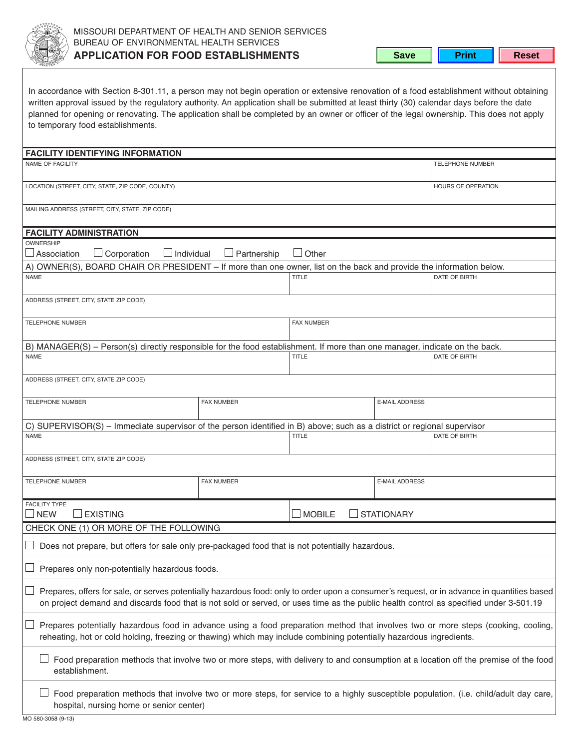MISSOURI DEPARTMENT OF HEALTH AND SENIOR SERVICES
BUREAU OF ENVIRONMENTAL HEALTH SERVICES

# APPLICATION FOR FOOD ESTABLISHMENTS

In accordance with Section 8-301.11, a person may not begin operation or extensive renovation of a food establishment without obtaining written approval issued by the regulatory authority. An application shall be submitted at least thirty (30) calendar days before the date planned for opening or renovating. The application shall be completed by an owner or officer of the legal ownership. This does not apply to temporary food establishments.

## FACILITY IDENTIFYING INFORMATION

| NAME OF FACILITY | TELEPHONE NUMBER |
|---|---|
| LOCATION (STREET, CITY, STATE, ZIP CODE, COUNTY) | HOURS OF OPERATION |
| MAILING ADDRESS (STREET, CITY, STATE, ZIP CODE) | |

## FACILITY ADMINISTRATION

OWNERSHIP

☐ Association ☐ Corporation ☐ Individual ☐ Partnership ☐ Other

A) OWNER(S), BOARD CHAIR OR PRESIDENT – If more than one owner, list on the back and provide the information below.

| NAME | TITLE | DATE OF BIRTH |
|---|---|---|
| ADDRESS (STREET, CITY, STATE ZIP CODE) | | |
| TELEPHONE NUMBER | FAX NUMBER | |

B) MANAGER(S) – Person(s) directly responsible for the food establishment. If more than one manager, indicate on the back.

| NAME | TITLE | DATE OF BIRTH |
|---|---|---|
| ADDRESS (STREET, CITY, STATE ZIP CODE) | | |
| TELEPHONE NUMBER | FAX NUMBER | E-MAIL ADDRESS |

C) SUPERVISOR(S) – Immediate supervisor of the person identified in B) above; such as a district or regional supervisor

| NAME | TITLE | DATE OF BIRTH |
|---|---|---|
| ADDRESS (STREET, CITY, STATE ZIP CODE) | | |
| TELEPHONE NUMBER | FAX NUMBER | E-MAIL ADDRESS |

FACILITY TYPE

☐ NEW ☐ EXISTING ☐ MOBILE ☐ STATIONARY

CHECK ONE (1) OR MORE OF THE FOLLOWING

☐ Does not prepare, but offers for sale only pre-packaged food that is not potentially hazardous.

☐ Prepares only non-potentially hazardous foods.

☐ Prepares, offers for sale, or serves potentially hazardous food: only to order upon a consumer's request, or in advance in quantities based on project demand and discards food that is not sold or served, or uses time as the public health control as specified under 3-501.19

☐ Prepares potentially hazardous food in advance using a food preparation method that involves two or more steps (cooking, cooling, reheating, hot or cold holding, freezing or thawing) which may include combining potentially hazardous ingredients.

- ☐ Food preparation methods that involve two or more steps, with delivery to and consumption at a location off the premise of the food establishment.
- ☐ Food preparation methods that involve two or more steps, for service to a highly susceptible population. (i.e. child/adult day care, hospital, nursing home or senior center)

MO 580-3058 (9-13)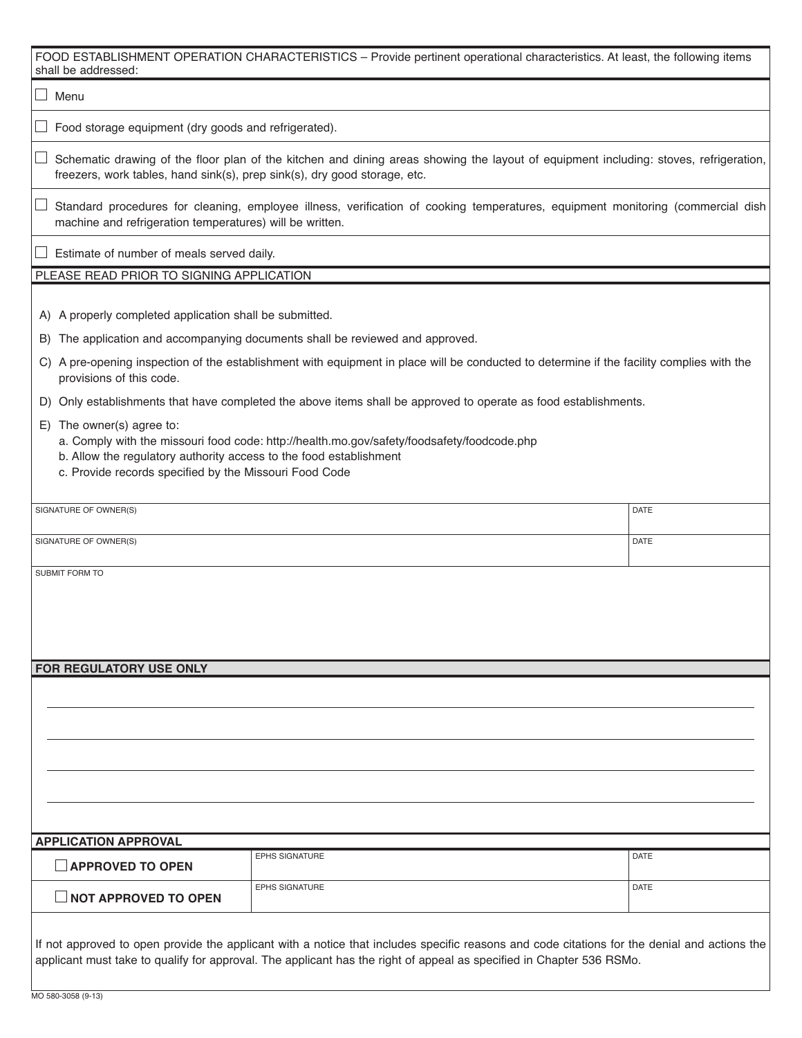FOOD ESTABLISHMENT OPERATION CHARACTERISTICS – Provide pertinent operational characteristics. At least, the following items shall be addressed:

- ☐ Menu
- ☐ Food storage equipment (dry goods and refrigerated).
- ☐ Schematic drawing of the floor plan of the kitchen and dining areas showing the layout of equipment including: stoves, refrigeration, freezers, work tables, hand sink(s), prep sink(s), dry good storage, etc.
- ☐ Standard procedures for cleaning, employee illness, verification of cooking temperatures, equipment monitoring (commercial dish machine and refrigeration temperatures) will be written.
- ☐ Estimate of number of meals served daily.

## PLEASE READ PRIOR TO SIGNING APPLICATION

A) A properly completed application shall be submitted.

B) The application and accompanying documents shall be reviewed and approved.

C) A pre-opening inspection of the establishment with equipment in place will be conducted to determine if the facility complies with the provisions of this code.

D) Only establishments that have completed the above items shall be approved to operate as food establishments.

E) The owner(s) agree to:
   a. Comply with the missouri food code: http://health.mo.gov/safety/foodsafety/foodcode.php
   b. Allow the regulatory authority access to the food establishment
   c. Provide records specified by the Missouri Food Code

| | |
|---|---|
| SIGNATURE OF OWNER(S) | DATE |
| SIGNATURE OF OWNER(S) | DATE |

SUBMIT FORM TO

## FOR REGULATORY USE ONLY

## APPLICATION APPROVAL

| | | |
|---|---|---|
| ☐ **APPROVED TO OPEN** | EPHS SIGNATURE | DATE |
| ☐ **NOT APPROVED TO OPEN** | EPHS SIGNATURE | DATE |

If not approved to open provide the applicant with a notice that includes specific reasons and code citations for the denial and actions the applicant must take to qualify for approval. The applicant has the right of appeal as specified in Chapter 536 RSMo.

MO 580-3058 (9-13)